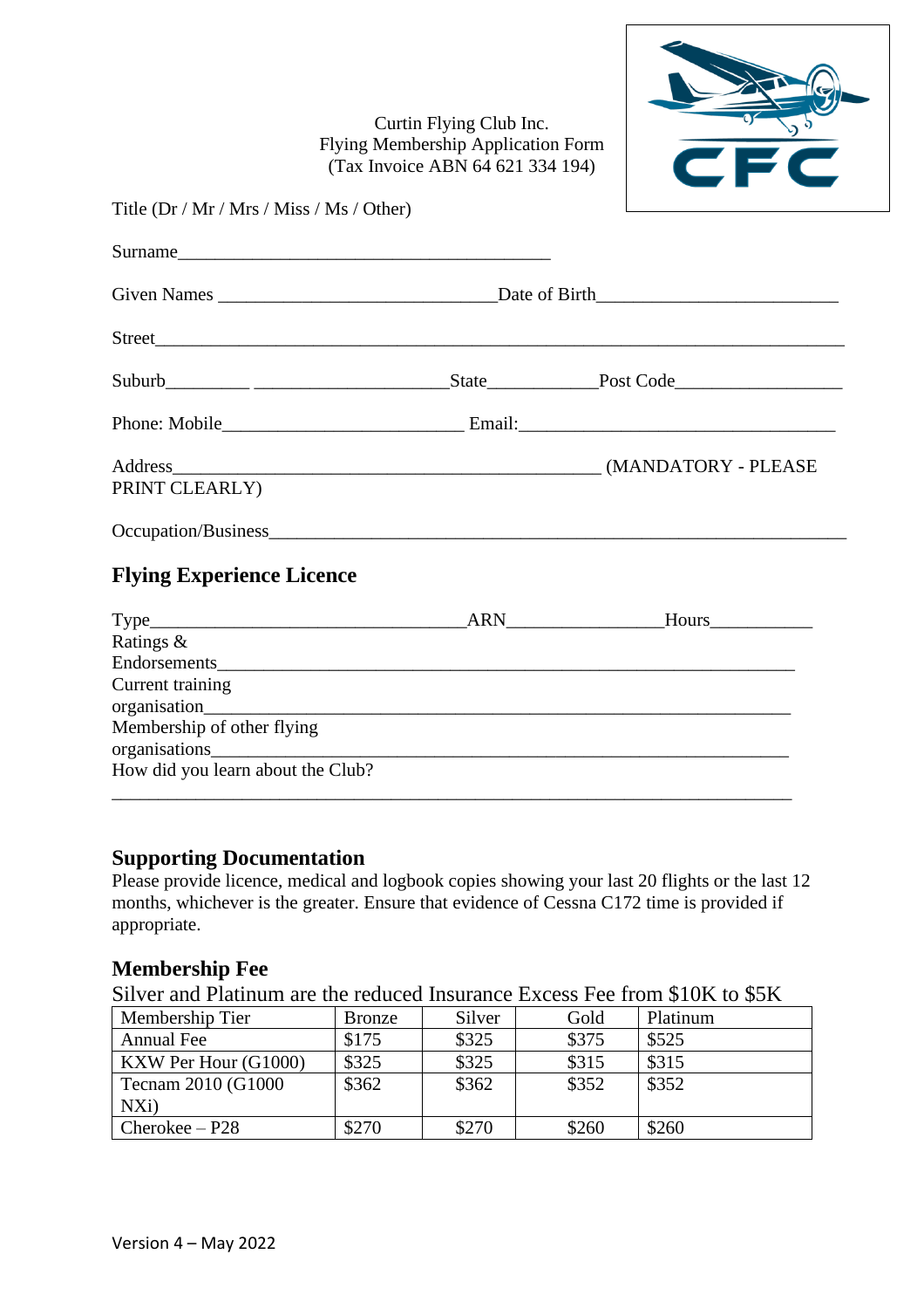Curtin Flying Club Inc.
Flying Membership Application Form
(Tax Invoice ABN 64 621 334 194)

Title (Dr / Mr / Mrs / Miss / Ms / Other)

Surname_________________________________________

Given Names ______________________________Date of Birth_________________________

Street____________________________________________________________________________

Suburb_________ ____________________State____________Post Code_________________

Phone: Mobile_________________________ Email:__________________________________

Address______________________________________________ (MANDATORY - PLEASE PRINT CLEARLY)

Occupation/Business________________________________________________________________

## Flying Experience Licence

Type_________________________________ARN________________Hours___________
Ratings & Endorsements_______________________________________________________________
Current training organisation___________________________________________________________
Membership of other flying organisations__________________________________________________
How did you learn about the Club?
______________________________________________________________________________

## Supporting Documentation

Please provide licence, medical and logbook copies showing your last 20 flights or the last 12 months, whichever is the greater. Ensure that evidence of Cessna C172 time is provided if appropriate.

## Membership Fee

Silver and Platinum are the reduced Insurance Excess Fee from $10K to $5K

| Membership Tier | Bronze | Silver | Gold | Platinum |
|---|---|---|---|---|
| Annual Fee | $175 | $325 | $375 | $525 |
| KXW Per Hour (G1000) | $325 | $325 | $315 | $315 |
| Tecnam 2010 (G1000 NXi) | $362 | $362 | $352 | $352 |
| Cherokee – P28 | $270 | $270 | $260 | $260 |

Version 4 – May 2022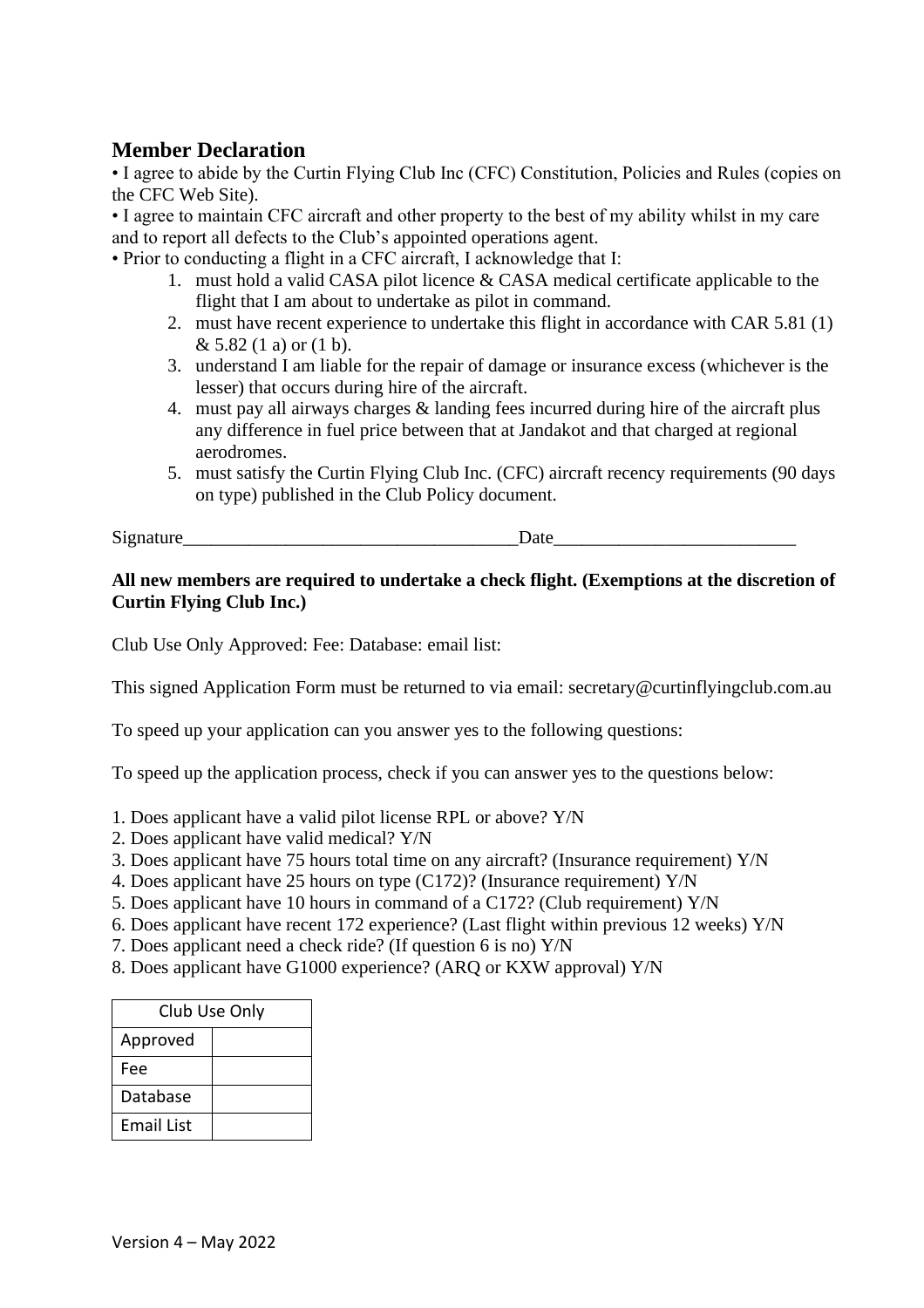## Member Declaration

• I agree to abide by the Curtin Flying Club Inc (CFC) Constitution, Policies and Rules (copies on the CFC Web Site).
• I agree to maintain CFC aircraft and other property to the best of my ability whilst in my care and to report all defects to the Club's appointed operations agent.
• Prior to conducting a flight in a CFC aircraft, I acknowledge that I:

1. must hold a valid CASA pilot licence & CASA medical certificate applicable to the flight that I am about to undertake as pilot in command.
2. must have recent experience to undertake this flight in accordance with CAR 5.81 (1) & 5.82 (1 a) or (1 b).
3. understand I am liable for the repair of damage or insurance excess (whichever is the lesser) that occurs during hire of the aircraft.
4. must pay all airways charges & landing fees incurred during hire of the aircraft plus any difference in fuel price between that at Jandakot and that charged at regional aerodromes.
5. must satisfy the Curtin Flying Club Inc. (CFC) aircraft recency requirements (90 days on type) published in the Club Policy document.

Signature____________________________________Date__________________________

**All new members are required to undertake a check flight. (Exemptions at the discretion of Curtin Flying Club Inc.)**

Club Use Only Approved: Fee: Database: email list:

This signed Application Form must be returned to via email: secretary@curtinflyingclub.com.au

To speed up your application can you answer yes to the following questions:

To speed up the application process, check if you can answer yes to the questions below:

1. Does applicant have a valid pilot license RPL or above? Y/N
2. Does applicant have valid medical? Y/N
3. Does applicant have 75 hours total time on any aircraft? (Insurance requirement) Y/N
4. Does applicant have 25 hours on type (C172)? (Insurance requirement) Y/N
5. Does applicant have 10 hours in command of a C172? (Club requirement) Y/N
6. Does applicant have recent 172 experience? (Last flight within previous 12 weeks) Y/N
7. Does applicant need a check ride? (If question 6 is no) Y/N
8. Does applicant have G1000 experience? (ARQ or KXW approval) Y/N

| Club Use Only | |
|---|---|
| Approved | |
| Fee | |
| Database | |
| Email List | |

Version 4 – May 2022